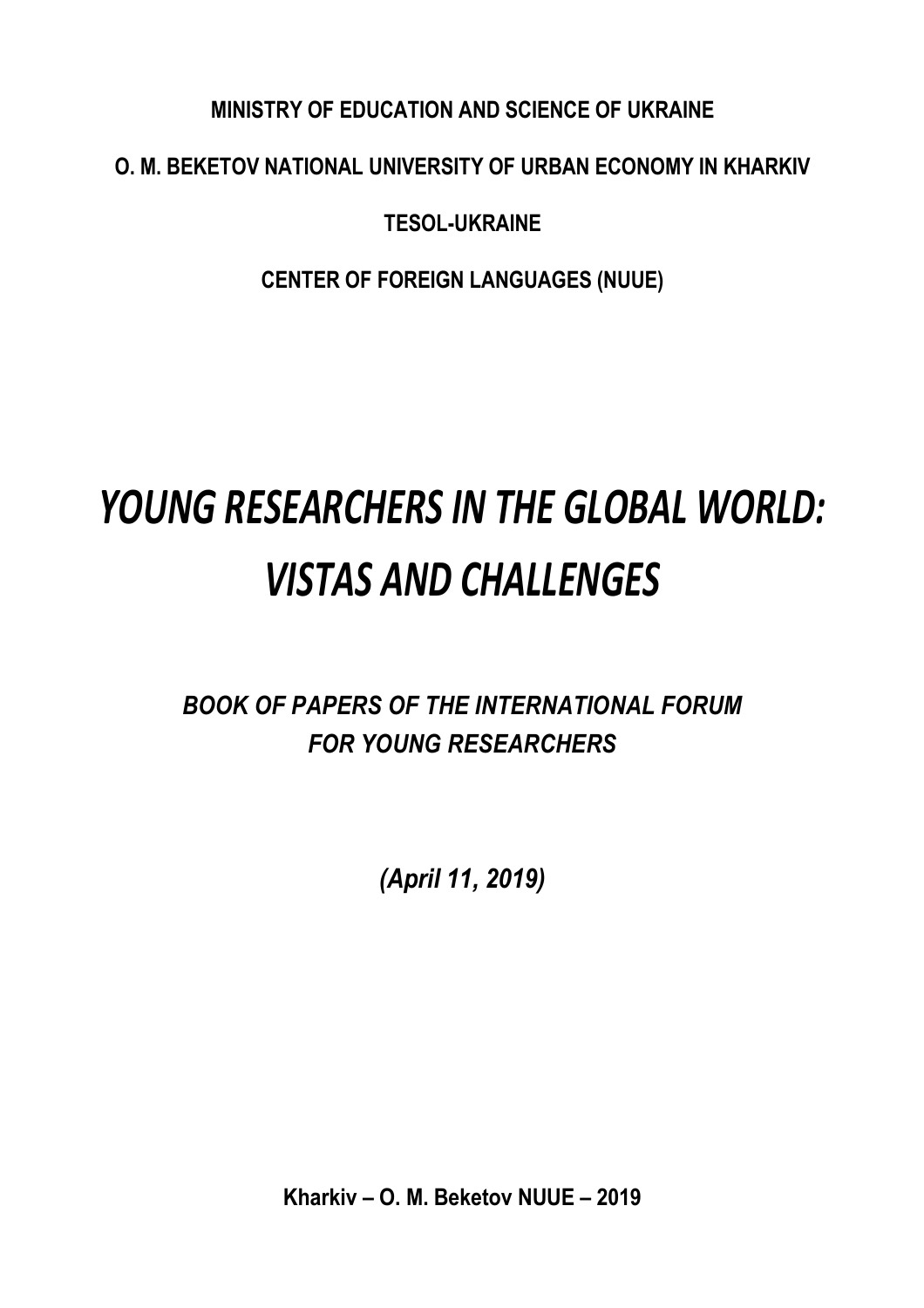**MINISTRY OF EDUCATION AND SCIENCE OF UKRAINE**

**O. M. BEKETOV NATIONAL UNIVERSITY OF URBAN ECONOMY IN KHARKIV**

**TESOL-UKRAINE**

**CENTER OF FOREIGN LANGUAGES (NUUE)**

# *YOUNG RESEARCHERS IN THE GLOBAL WORLD: VISTAS AND CHALLENGES*

## *BOOK OF PAPERS OF THE INTERNATIONAL FORUM FOR YOUNG RESEARCHERS*

***(April 11, 2019)***

**Kharkiv – O. M. Beketov NUUE – 2019**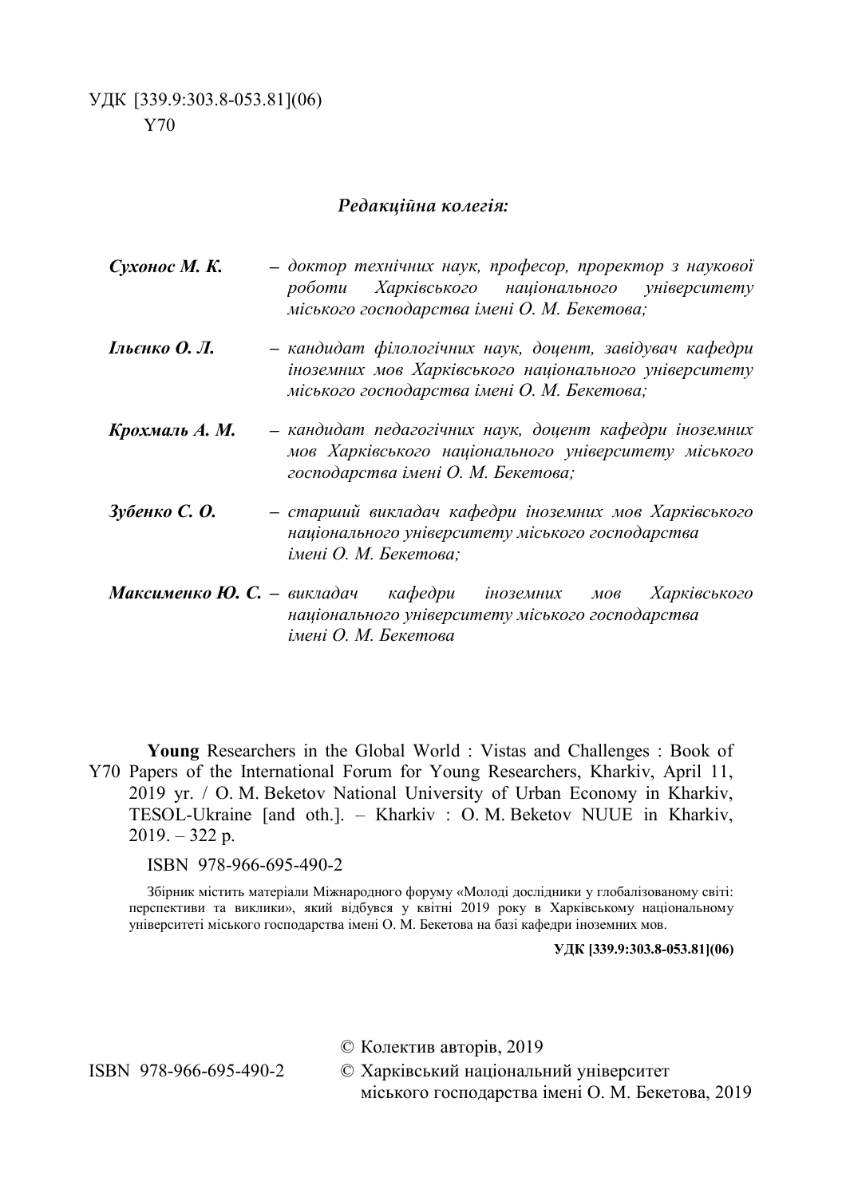УДК [339.9:303.8-053.81](06)
Y70

***Редакційна колегія:***

***Сухонос М. К.*** – *доктор технічних наук, професор, проректор з наукової роботи Харківського національного університету міського господарства імені О. М. Бекетова;*

***Ільєнко О. Л.*** – *кандидат філологічних наук, доцент, завідувач кафедри іноземних мов Харківського національного університету міського господарства імені О. М. Бекетова;*

***Крохмаль А. М.*** – *кандидат педагогічних наук, доцент кафедри іноземних мов Харківського національного університету міського господарства імені О. М. Бекетова;*

***Зубенко С. О.*** – *старший викладач кафедри іноземних мов Харківського національного університету міського господарства імені О. М. Бекетова;*

***Максименко Ю. С.*** – *викладач кафедри іноземних мов Харківського національного університету міського господарства імені О. М. Бекетова*

**Young** Researchers in the Global World : Vistas and Challenges : Book of Y70 Papers of the International Forum for Young Researchers, Kharkiv, April 11, 2019 yr. / O. M. Beketov National University of Urban Economy in Kharkiv, TESOL-Ukraine [and oth.]. – Kharkiv : O. M. Beketov NUUE in Kharkiv, 2019. – 322 p.

ISBN 978-966-695-490-2

Збірник містить матеріали Міжнародного форуму «Молоді дослідники у глобалізованому світі: перспективи та виклики», який відбувся у квітні 2019 року в Харківському національному університеті міського господарства імені О. М. Бекетова на базі кафедри іноземних мов.

**УДК [339.9:303.8-053.81](06)**

ISBN 978-966-695-490-2

© Колектив авторів, 2019

© Харківський національний університет міського господарства імені О. М. Бекетова, 2019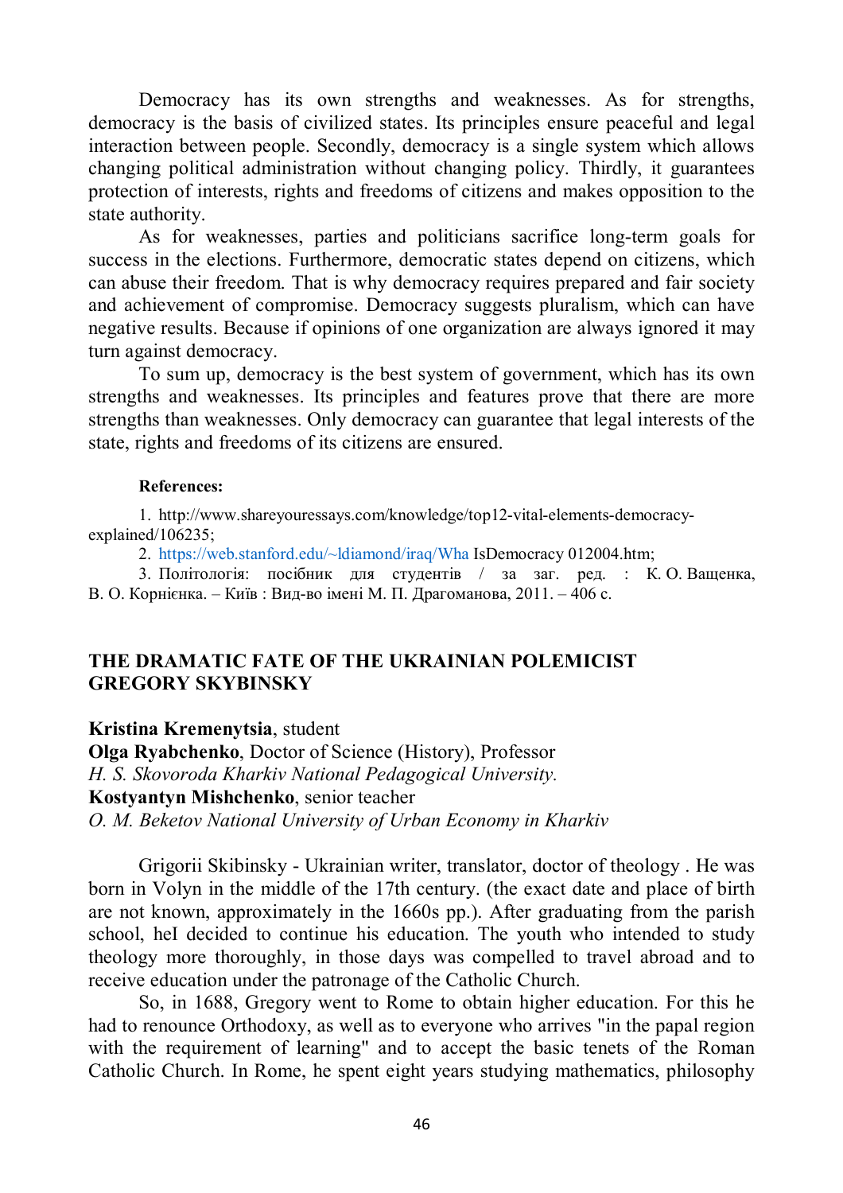Democracy has its own strengths and weaknesses. As for strengths, democracy is the basis of civilized states. Its principles ensure peaceful and legal interaction between people. Secondly, democracy is a single system which allows changing political administration without changing policy. Thirdly, it guarantees protection of interests, rights and freedoms of citizens and makes opposition to the state authority.

As for weaknesses, parties and politicians sacrifice long-term goals for success in the elections. Furthermore, democratic states depend on citizens, which can abuse their freedom. That is why democracy requires prepared and fair society and achievement of compromise. Democracy suggests pluralism, which can have negative results. Because if opinions of one organization are always ignored it may turn against democracy.

To sum up, democracy is the best system of government, which has its own strengths and weaknesses. Its principles and features prove that there are more strengths than weaknesses. Only democracy can guarantee that legal interests of the state, rights and freedoms of its citizens are ensured.

**References:**

1. http://www.shareyouressays.com/knowledge/top12-vital-elements-democracy-explained/106235;
2. https://web.stanford.edu/~ldiamond/iraq/Wha IsDemocracy 012004.htm;
3. Політологія: посібник для студентів / за заг. ред. : К. О. Ващенка, В. О. Корнієнка. – Київ : Вид-во імені М. П. Драгоманова, 2011. – 406 с.

## THE DRAMATIC FATE OF THE UKRAINIAN POLEMICIST GREGORY SKYBINSKY

**Kristina Kremenytsia**, student
**Olga Ryabchenko**, Doctor of Science (History), Professor
*H. S. Skovoroda Kharkiv National Pedagogical University.*
**Kostyantyn Mishchenko**, senior teacher
*O. M. Beketov National University of Urban Economy in Kharkiv*

Grigorii Skibinsky - Ukrainian writer, translator, doctor of theology . He was born in Volyn in the middle of the 17th century. (the exact date and place of birth are not known, approximately in the 1660s pp.). After graduating from the parish school, heI decided to continue his education. The youth who intended to study theology more thoroughly, in those days was compelled to travel abroad and to receive education under the patronage of the Catholic Church.

So, in 1688, Gregory went to Rome to obtain higher education. For this he had to renounce Orthodoxy, as well as to everyone who arrives "in the papal region with the requirement of learning" and to accept the basic tenets of the Roman Catholic Church. In Rome, he spent eight years studying mathematics, philosophy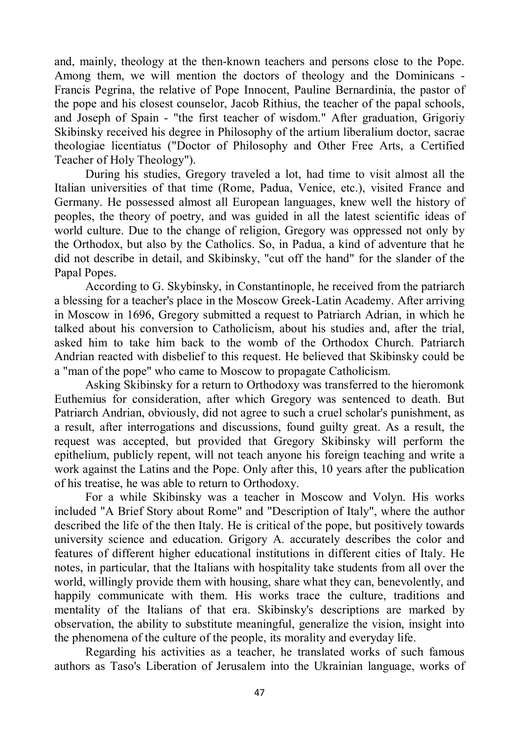and, mainly, theology at the then-known teachers and persons close to the Pope. Among them, we will mention the doctors of theology and the Dominicans - Francis Pegrina, the relative of Pope Innocent, Pauline Bernardinia, the pastor of the pope and his closest counselor, Jacob Rithius, the teacher of the papal schools, and Joseph of Spain - "the first teacher of wisdom." After graduation, Grigoriy Skibinsky received his degree in Philosophy of the artium liberalium doctor, sacrae theologiae licentiatus ("Doctor of Philosophy and Other Free Arts, a Certified Teacher of Holy Theology").

During his studies, Gregory traveled a lot, had time to visit almost all the Italian universities of that time (Rome, Padua, Venice, etc.), visited France and Germany. He possessed almost all European languages, knew well the history of peoples, the theory of poetry, and was guided in all the latest scientific ideas of world culture. Due to the change of religion, Gregory was oppressed not only by the Orthodox, but also by the Catholics. So, in Padua, a kind of adventure that he did not describe in detail, and Skibinsky, "cut off the hand" for the slander of the Papal Popes.

According to G. Skybinsky, in Constantinople, he received from the patriarch a blessing for a teacher's place in the Moscow Greek-Latin Academy. After arriving in Moscow in 1696, Gregory submitted a request to Patriarch Adrian, in which he talked about his conversion to Catholicism, about his studies and, after the trial, asked him to take him back to the womb of the Orthodox Church. Patriarch Andrian reacted with disbelief to this request. He believed that Skibinsky could be a "man of the pope" who came to Moscow to propagate Catholicism.

Asking Skibinsky for a return to Orthodoxy was transferred to the hieromonk Euthemius for consideration, after which Gregory was sentenced to death. But Patriarch Andrian, obviously, did not agree to such a cruel scholar's punishment, as a result, after interrogations and discussions, found guilty great. As a result, the request was accepted, but provided that Gregory Skibinsky will perform the epithelium, publicly repent, will not teach anyone his foreign teaching and write a work against the Latins and the Pope. Only after this, 10 years after the publication of his treatise, he was able to return to Orthodoxy.

For a while Skibinsky was a teacher in Moscow and Volyn. His works included "A Brief Story about Rome" and "Description of Italy", where the author described the life of the then Italy. He is critical of the pope, but positively towards university science and education. Grigory A. accurately describes the color and features of different higher educational institutions in different cities of Italy. He notes, in particular, that the Italians with hospitality take students from all over the world, willingly provide them with housing, share what they can, benevolently, and happily communicate with them. His works trace the culture, traditions and mentality of the Italians of that era. Skibinsky's descriptions are marked by observation, the ability to substitute meaningful, generalize the vision, insight into the phenomena of the culture of the people, its morality and everyday life.

Regarding his activities as a teacher, he translated works of such famous authors as Taso's Liberation of Jerusalem into the Ukrainian language, works of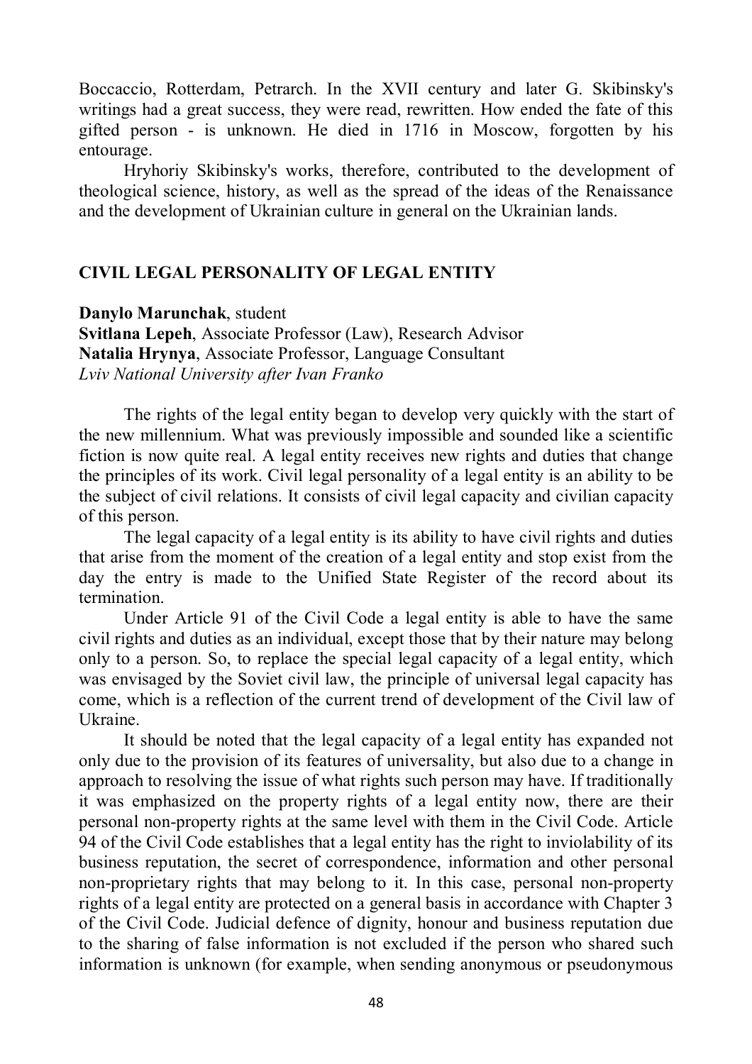Boccaccio, Rotterdam, Petrarch. In the XVII century and later G. Skibinsky's writings had a great success, they were read, rewritten. How ended the fate of this gifted person - is unknown. He died in 1716 in Moscow, forgotten by his entourage.

Hryhoriy Skibinsky's works, therefore, contributed to the development of theological science, history, as well as the spread of the ideas of the Renaissance and the development of Ukrainian culture in general on the Ukrainian lands.

## CIVIL LEGAL PERSONALITY OF LEGAL ENTITY

**Danylo Marunchak**, student
**Svitlana Lepeh**, Associate Professor (Law), Research Advisor
**Natalia Hrynya**, Associate Professor, Language Consultant
*Lviv National University after Ivan Franko*

The rights of the legal entity began to develop very quickly with the start of the new millennium. What was previously impossible and sounded like a scientific fiction is now quite real. A legal entity receives new rights and duties that change the principles of its work. Civil legal personality of a legal entity is an ability to be the subject of civil relations. It consists of civil legal capacity and civilian capacity of this person.

The legal capacity of a legal entity is its ability to have civil rights and duties that arise from the moment of the creation of a legal entity and stop exist from the day the entry is made to the Unified State Register of the record about its termination.

Under Article 91 of the Civil Code a legal entity is able to have the same civil rights and duties as an individual, except those that by their nature may belong only to a person. So, to replace the special legal capacity of a legal entity, which was envisaged by the Soviet civil law, the principle of universal legal capacity has come, which is a reflection of the current trend of development of the Civil law of Ukraine.

It should be noted that the legal capacity of a legal entity has expanded not only due to the provision of its features of universality, but also due to a change in approach to resolving the issue of what rights such person may have. If traditionally it was emphasized on the property rights of a legal entity now, there are their personal non-property rights at the same level with them in the Civil Code. Article 94 of the Civil Code establishes that a legal entity has the right to inviolability of its business reputation, the secret of correspondence, information and other personal non-proprietary rights that may belong to it. In this case, personal non-property rights of a legal entity are protected on a general basis in accordance with Chapter 3 of the Civil Code. Judicial defence of dignity, honour and business reputation due to the sharing of false information is not excluded if the person who shared such information is unknown (for example, when sending anonymous or pseudonymous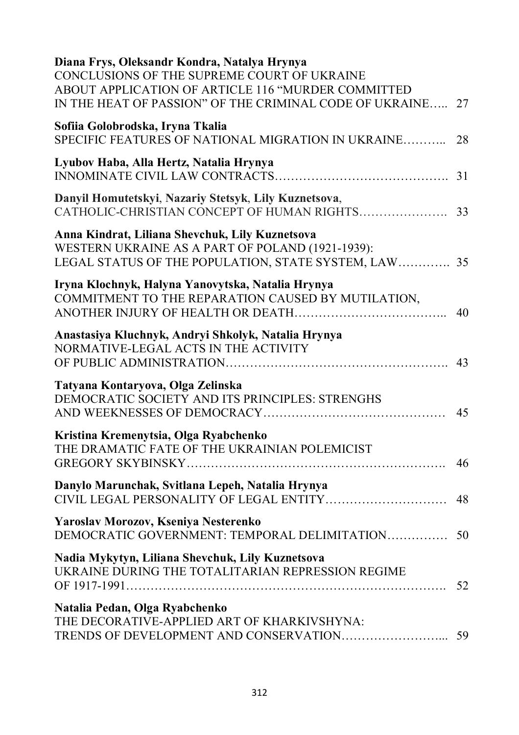**Diana Frys, Oleksandr Kondra, Natalya Hrynya**
CONCLUSIONS OF THE SUPREME COURT OF UKRAINE ABOUT APPLICATION OF ARTICLE 116 "MURDER COMMITTED IN THE HEAT OF PASSION" OF THE CRIMINAL CODE OF UKRAINE….. 27

**Sofiia Golobrodska, Iryna Tkalia**
SPECIFIC FEATURES OF NATIONAL MIGRATION IN UKRAINE……….. 28

**Lyubov Haba, Alla Hertz, Natalia Hrynya**
INNOMINATE CIVIL LAW CONTRACTS……………………………………. 31

**Danyil Homutetskyi**, **Nazariy Stetsyk**, **Lily Kuznetsova**,
CATHOLIC-CHRISTIAN CONCEPT OF HUMAN RIGHTS…………………. 33

**Anna Kindrat, Liliana Shevchuk, Lily Kuznetsova**
WESTERN UKRAINE AS A PART OF POLAND (1921-1939): LEGAL STATUS OF THE POPULATION, STATE SYSTEM, LAW…………. 35

**Iryna Klochnyk, Halyna Yanovytska, Natalia Hrynya**
COMMITMENT TO THE REPARATION CAUSED BY MUTILATION, ANOTHER INJURY OF HEALTH OR DEATH……………………………….. 40

**Anastasiya Kluchnyk, Andryi Shkolyk, Natalia Hrynya**
NORMATIVE-LEGAL ACTS IN THE ACTIVITY OF PUBLIC ADMINISTRATION……………………………………………. 43

**Tatyana Kontaryova, Olga Zelinska**
DEMOCRATIC SOCIETY AND ITS PRINCIPLES: STRENGHS AND WEEKNESSES OF DEMOCRACY……………………………………… 45

**Kristina Kremenytsia, Olga Ryabchenko**
THE DRAMATIC FATE OF THE UKRAINIAN POLEMICIST GREGORY SKYBINSKY……………………………………………………. 46

**Danylo Marunchak, Svitlana Lepeh, Natalia Hrynya**
CIVIL LEGAL PERSONALITY OF LEGAL ENTITY………………………… 48

**Yaroslav Morozov, Kseniya Nesterenko**
DEMOCRATIC GOVERNMENT: TEMPORAL DELIMITATION…………… 50

**Nadia Mykytyn, Liliana Shevchuk, Lily Kuznetsova**
UKRAINE DURING THE TOTALITARIAN REPRESSION REGIME OF 1917-1991………………………………………………………………. 52

**Natalia Pedan, Olga Ryabchenko**
THE DECORATIVE-APPLIED ART OF KHARKIVSHYNA: TRENDS OF DEVELOPMENT AND CONSERVATION……………………... 59